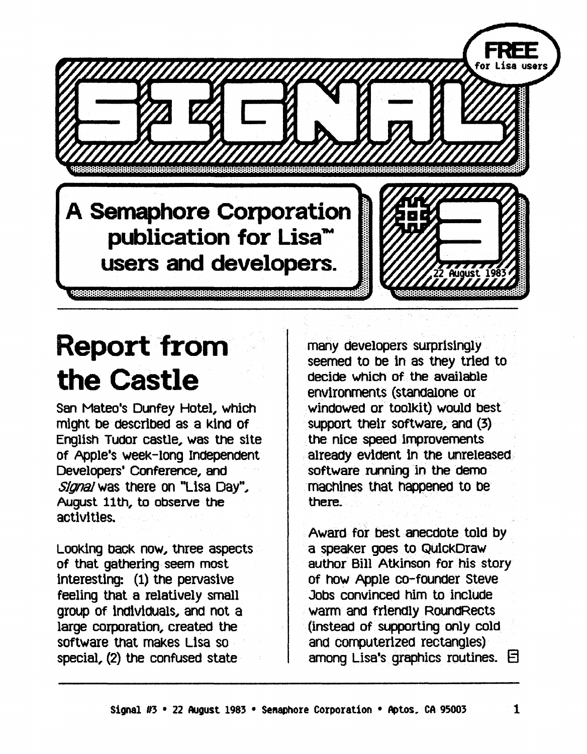# SIGNAL

**FREE** for Lisa users

**A Semaphore Corporation publication for Lisa™ users and developers.**

**#3**

22 August 1983

## Report from the Castle

San Mateo's Dunfey Hotel, which might be described as a kind of English Tudor castle, was the site of Apple's week-long Independent Developers' Conference, and *Signal* was there on "Lisa Day", August 11th, to observe the activities.

Looking back now, three aspects of that gathering seem most interesting: (1) the pervasive feeling that a relatively small group of individuals, and not a large corporation, created the software that makes Lisa so special, (2) the confused state many developers surprisingly seemed to be in as they tried to decide which of the available environments (standalone or windowed or toolkit) would best support their software, and (3) the nice speed improvements already evident in the unreleased software running in the demo machines that happened to be there.

Award for best anecdote told by a speaker goes to QuickDraw author Bill Atkinson for his story of how Apple co-founder Steve Jobs convinced him to include warm and friendly RoundRects (instead of supporting only cold and computerized rectangles) among Lisa's graphics routines.

Signal #3 • 22 August 1983 • Semaphore Corporation • Aptos, CA 95003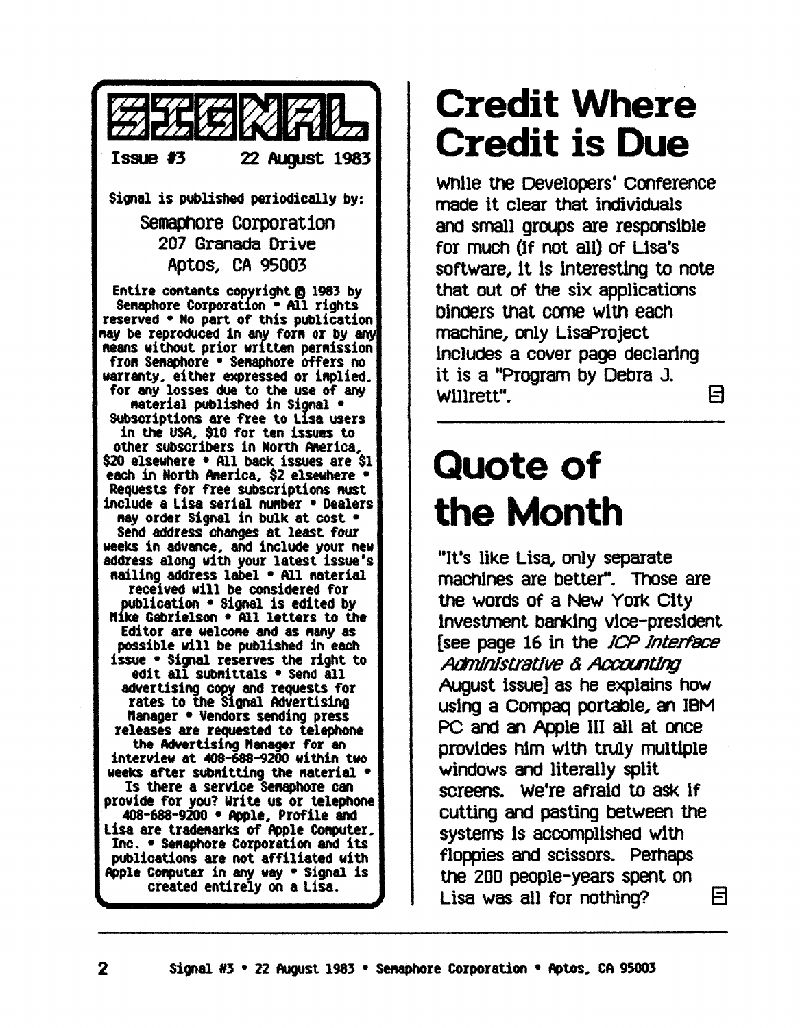# SIGNAL

**Issue #3** **22 August 1983**

**Signal is published periodically by:**

Semaphore Corporation
207 Granada Drive
Aptos, CA 95003

**Entire contents copyright © 1983 by Semaphore Corporation • All rights reserved • No part of this publication may be reproduced in any form or by any means without prior written permission from Semaphore • Semaphore offers no warranty, either expressed or implied, for any losses due to the use of any material published in Signal • Subscriptions are free to Lisa users in the USA, $10 for ten issues to other subscribers in North America, $20 elsewhere • All back issues are $1 each in North America, $2 elsewhere • Requests for free subscriptions must include a Lisa serial number • Dealers may order Signal in bulk at cost • Send address changes at least four weeks in advance, and include your new address along with your latest issue's mailing address label • All material received will be considered for publication • Signal is edited by Mike Gabrielson • All letters to the Editor are welcome and as many as possible will be published in each issue • Signal reserves the right to edit all submittals • Send all advertising copy and requests for rates to the Signal Advertising Manager • Vendors sending press releases are requested to telephone the Advertising Manager for an interview at 408-688-9200 within two weeks after submitting the material • Is there a service Semaphore can provide for you? Write us or telephone 408-688-9200 • Apple, Profile and Lisa are trademarks of Apple Computer, Inc. • Semaphore Corporation and its publications are not affiliated with Apple Computer in any way • Signal is created entirely on a Lisa.**

# Credit Where Credit is Due

While the Developers' Conference made it clear that individuals and small groups are responsible for much (if not all) of Lisa's software, it is interesting to note that out of the six applications binders that come with each machine, only LisaProject includes a cover page declaring it is a "Program by Debra J. Willrett".

# Quote of the Month

"It's like Lisa, only separate machines are better". Those are the words of a New York City investment banking vice-president [see page 16 in the *ICP Interface Administrative & Accounting* August issue] as he explains how using a Compaq portable, an IBM PC and an Apple III all at once provides him with truly multiple windows and literally split screens. We're afraid to ask if cutting and pasting between the systems is accomplished with floppies and scissors. Perhaps the 200 people-years spent on Lisa was all for nothing?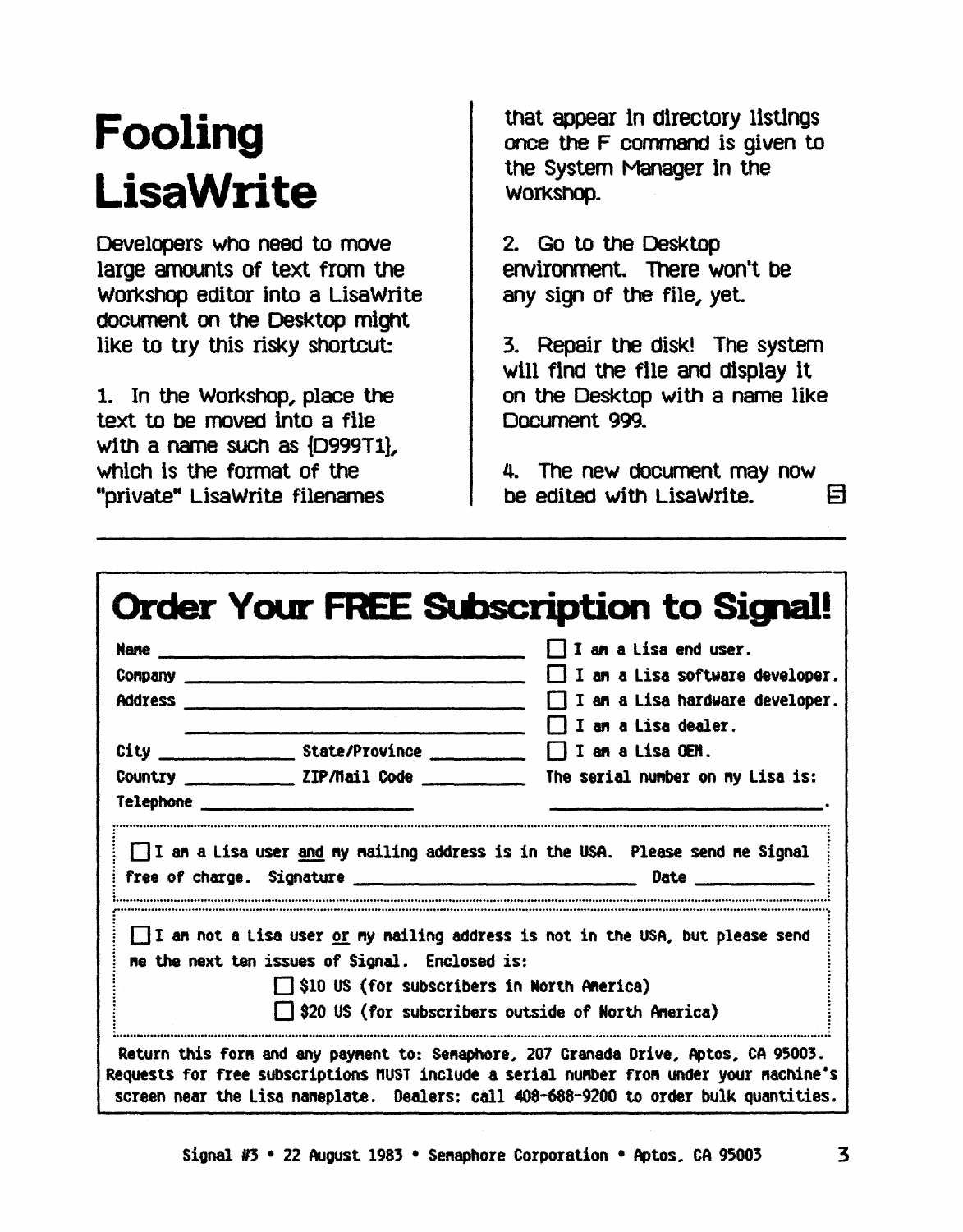# Fooling LisaWrite

Developers who need to move large amounts of text from the Workshop editor into a LisaWrite document on the Desktop might like to try this risky shortcut:

1. In the Workshop, place the text to be moved into a file with a name such as {D999T1}, which is the format of the "private" LisaWrite filenames that appear in directory listings once the F command is given to the System Manager in the Workshop.

2. Go to the Desktop environment. There won't be any sign of the file, yet.

3. Repair the disk! The system will find the file and display it on the Desktop with a name like Document 999.

4. The new document may now be edited with LisaWrite.

---

## Order Your FREE Subscription to Signal!

Name ______________________________

Company ______________________________

Address ______________________________

______________________________

City ______________ State/Province __________

Country ____________ ZIP/Mail Code ___________

Telephone ______________________

☐ I am a Lisa end user.

☐ I am a Lisa software developer.

☐ I am a Lisa hardware developer.

☐ I am a Lisa dealer.

☐ I am a Lisa OEM.

The serial number on my Lisa is: ______________________.

☐ I am a Lisa user and my mailing address is in the USA. Please send me Signal free of charge. Signature ______________________ Date ____________

☐ I am not a Lisa user or my mailing address is not in the USA, but please send me the next ten issues of Signal. Enclosed is:

☐ $10 US (for subscribers in North America)

☐ $20 US (for subscribers outside of North America)

Return this form and any payment to: Semaphore, 207 Granada Drive, Aptos, CA 95003. Requests for free subscriptions MUST include a serial number from under your machine's screen near the Lisa nameplate. Dealers: call 408-688-9200 to order bulk quantities.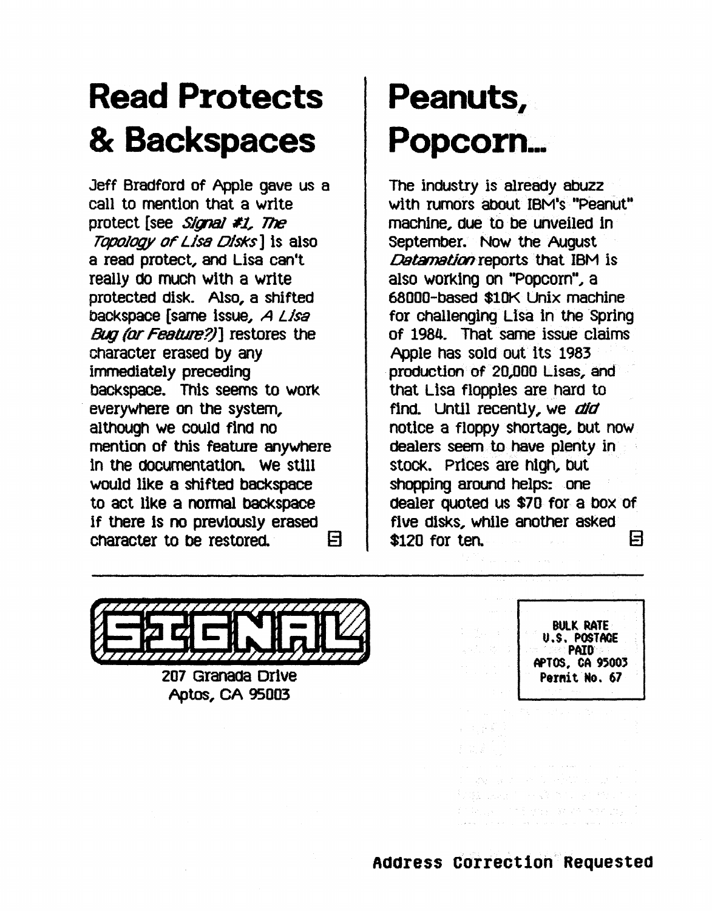# Read Protects & Backspaces

Jeff Bradford of Apple gave us a call to mention that a write protect [see *Signal #1, The Topology of Lisa Disks*] is also a read protect, and Lisa can't really do much with a write protected disk. Also, a shifted backspace [same issue, *A Lisa Bug (or Feature?)*] restores the character erased by any immediately preceding backspace. This seems to work everywhere on the system, although we could find no mention of this feature anywhere in the documentation. We still would like a shifted backspace to act like a normal backspace if there is no previously erased character to be restored.

# Peanuts, Popcorn...

The industry is already abuzz with rumors about IBM's "Peanut" machine, due to be unveiled in September. Now the August *Datamation* reports that IBM is also working on "Popcorn", a 68000-based $10K Unix machine for challenging Lisa in the Spring of 1984. That same issue claims Apple has sold out its 1983 production of 20,000 Lisas, and that Lisa floppies are hard to find. Until recently, we *did* notice a floppy shortage, but now dealers seem to have plenty in stock. Prices are high, but shopping around helps: one dealer quoted us $70 for a box of five disks, while another asked $120 for ten.

---

SIGNAL
207 Granada Drive
Aptos, CA 95003

BULK RATE
U.S. POSTAGE
PAID
APTOS, CA 95003
Permit No. 67

**Address Correction Requested**